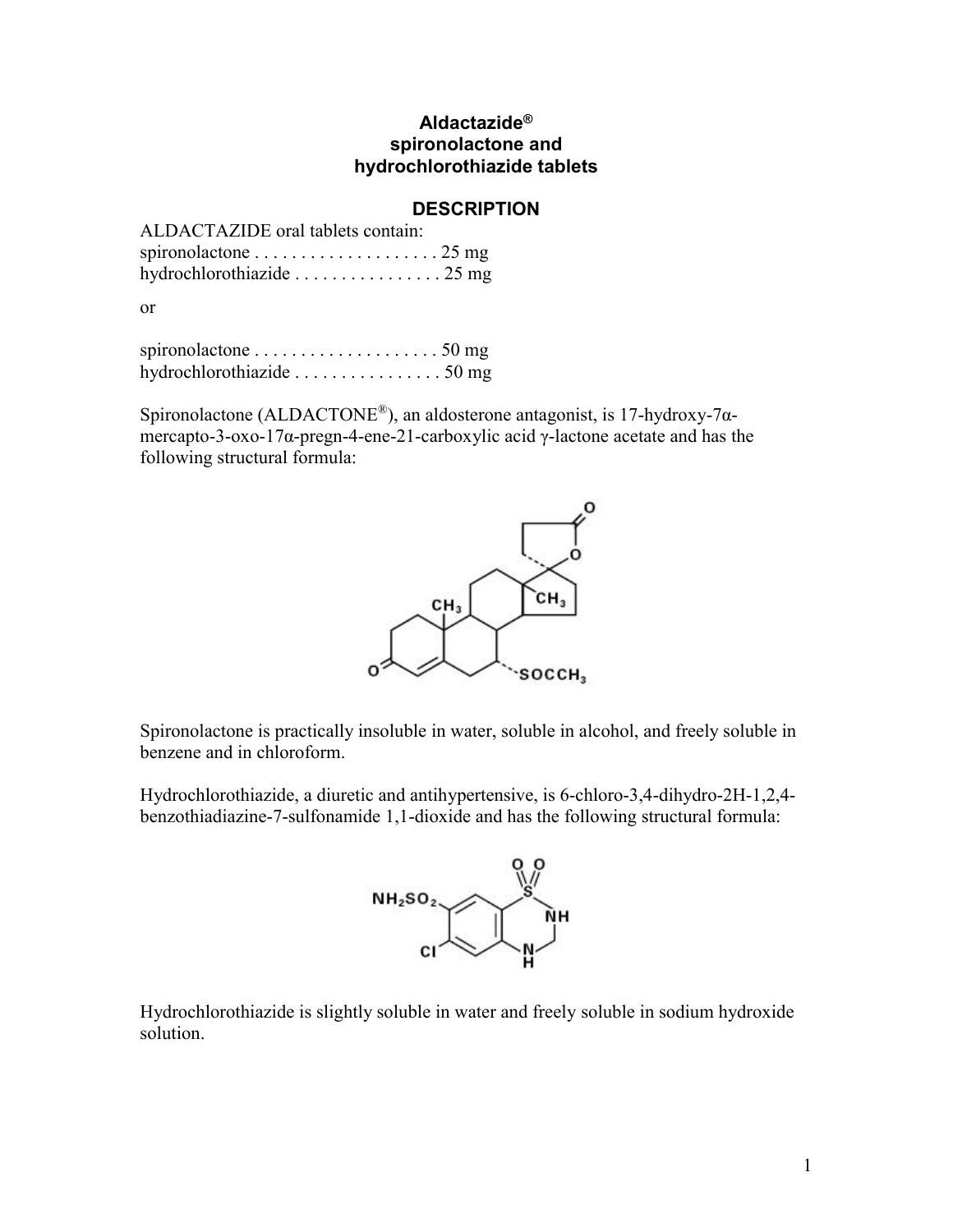# Aldactazide®
## spironolactone and hydrochlorothiazide tablets

## DESCRIPTION

ALDACTAZIDE oral tablets contain:
spironolactone . . . . . . . . . . . . . . . . . . . . 25 mg
hydrochlorothiazide . . . . . . . . . . . . . . . . 25 mg

or

spironolactone . . . . . . . . . . . . . . . . . . . . 50 mg
hydrochlorothiazide . . . . . . . . . . . . . . . . 50 mg

Spironolactone (ALDACTONE®), an aldosterone antagonist, is 17-hydroxy-7α-mercapto-3-oxo-17α-pregn-4-ene-21-carboxylic acid γ-lactone acetate and has the following structural formula:

Spironolactone is practically insoluble in water, soluble in alcohol, and freely soluble in benzene and in chloroform.

Hydrochlorothiazide, a diuretic and antihypertensive, is 6-chloro-3,4-dihydro-2H-1,2,4-benzothiadiazine-7-sulfonamide 1,1-dioxide and has the following structural formula:

Hydrochlorothiazide is slightly soluble in water and freely soluble in sodium hydroxide solution.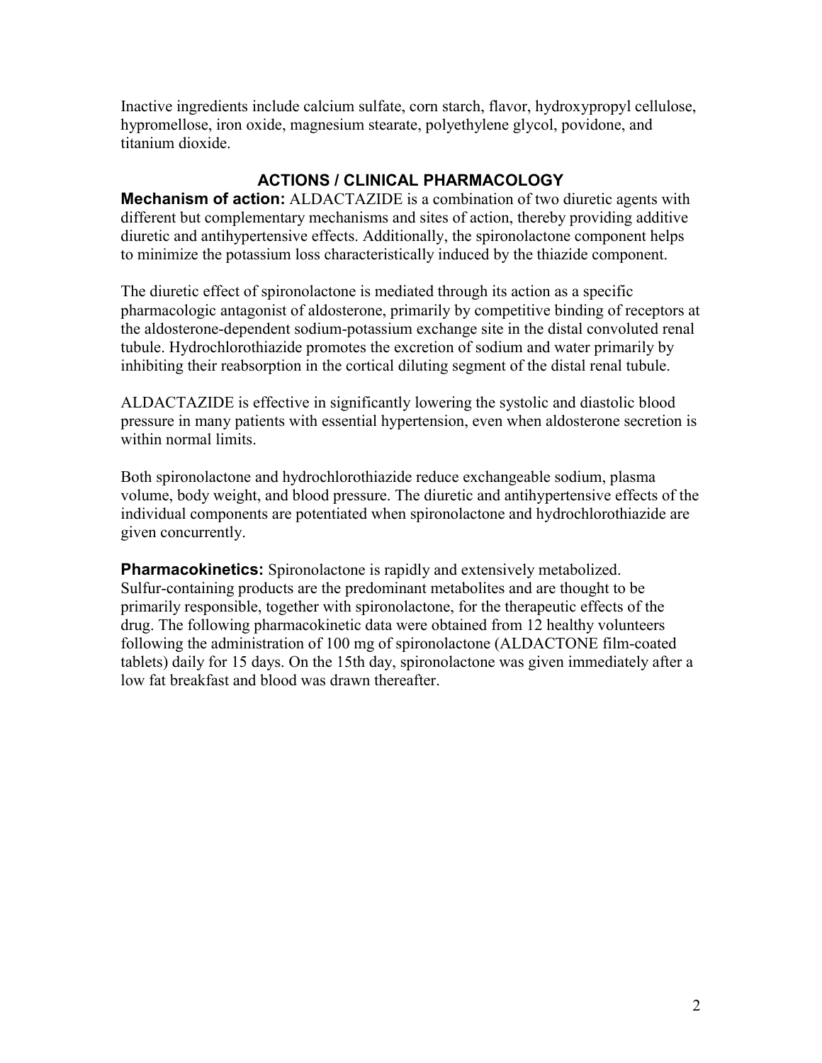Inactive ingredients include calcium sulfate, corn starch, flavor, hydroxypropyl cellulose, hypromellose, iron oxide, magnesium stearate, polyethylene glycol, povidone, and titanium dioxide.

## ACTIONS / CLINICAL PHARMACOLOGY

**Mechanism of action:** ALDACTAZIDE is a combination of two diuretic agents with different but complementary mechanisms and sites of action, thereby providing additive diuretic and antihypertensive effects. Additionally, the spironolactone component helps to minimize the potassium loss characteristically induced by the thiazide component.

The diuretic effect of spironolactone is mediated through its action as a specific pharmacologic antagonist of aldosterone, primarily by competitive binding of receptors at the aldosterone-dependent sodium-potassium exchange site in the distal convoluted renal tubule. Hydrochlorothiazide promotes the excretion of sodium and water primarily by inhibiting their reabsorption in the cortical diluting segment of the distal renal tubule.

ALDACTAZIDE is effective in significantly lowering the systolic and diastolic blood pressure in many patients with essential hypertension, even when aldosterone secretion is within normal limits.

Both spironolactone and hydrochlorothiazide reduce exchangeable sodium, plasma volume, body weight, and blood pressure. The diuretic and antihypertensive effects of the individual components are potentiated when spironolactone and hydrochlorothiazide are given concurrently.

**Pharmacokinetics:** Spironolactone is rapidly and extensively metabolized. Sulfur-containing products are the predominant metabolites and are thought to be primarily responsible, together with spironolactone, for the therapeutic effects of the drug. The following pharmacokinetic data were obtained from 12 healthy volunteers following the administration of 100 mg of spironolactone (ALDACTONE film-coated tablets) daily for 15 days. On the 15th day, spironolactone was given immediately after a low fat breakfast and blood was drawn thereafter.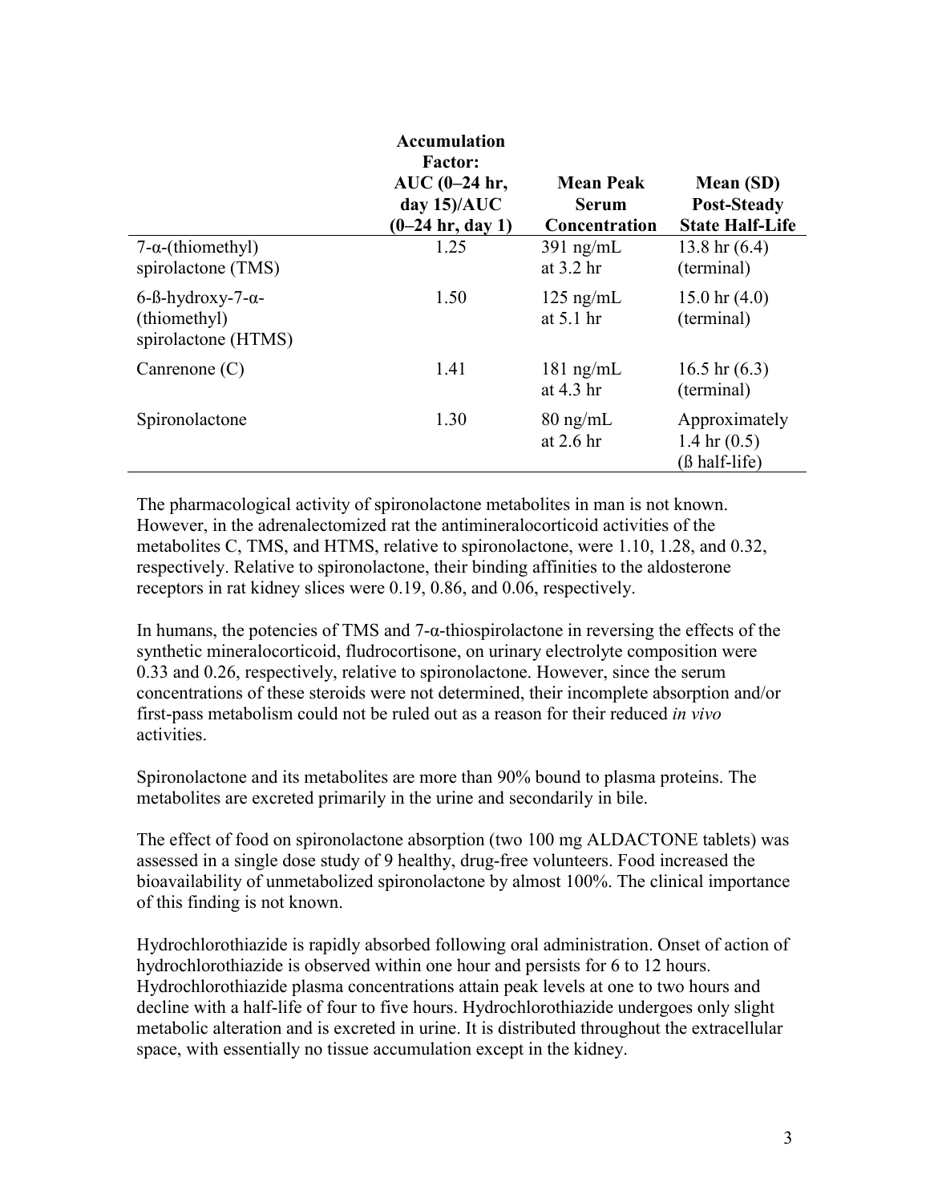| | Accumulation Factor: AUC (0–24 hr, day 15)/AUC (0–24 hr, day 1) | Mean Peak Serum Concentration | Mean (SD) Post-Steady State Half-Life |
|---|---|---|---|
| 7-α-(thiomethyl) spirolactone (TMS) | 1.25 | 391 ng/mL at 3.2 hr | 13.8 hr (6.4) (terminal) |
| 6-ß-hydroxy-7-α-(thiomethyl) spirolactone (HTMS) | 1.50 | 125 ng/mL at 5.1 hr | 15.0 hr (4.0) (terminal) |
| Canrenone (C) | 1.41 | 181 ng/mL at 4.3 hr | 16.5 hr (6.3) (terminal) |
| Spironolactone | 1.30 | 80 ng/mL at 2.6 hr | Approximately 1.4 hr (0.5) (ß half-life) |

The pharmacological activity of spironolactone metabolites in man is not known. However, in the adrenalectomized rat the antimineralocorticoid activities of the metabolites C, TMS, and HTMS, relative to spironolactone, were 1.10, 1.28, and 0.32, respectively. Relative to spironolactone, their binding affinities to the aldosterone receptors in rat kidney slices were 0.19, 0.86, and 0.06, respectively.

In humans, the potencies of TMS and 7-α-thiospirolactone in reversing the effects of the synthetic mineralocorticoid, fludrocortisone, on urinary electrolyte composition were 0.33 and 0.26, respectively, relative to spironolactone. However, since the serum concentrations of these steroids were not determined, their incomplete absorption and/or first-pass metabolism could not be ruled out as a reason for their reduced *in vivo* activities.

Spironolactone and its metabolites are more than 90% bound to plasma proteins. The metabolites are excreted primarily in the urine and secondarily in bile.

The effect of food on spironolactone absorption (two 100 mg ALDACTONE tablets) was assessed in a single dose study of 9 healthy, drug-free volunteers. Food increased the bioavailability of unmetabolized spironolactone by almost 100%. The clinical importance of this finding is not known.

Hydrochlorothiazide is rapidly absorbed following oral administration. Onset of action of hydrochlorothiazide is observed within one hour and persists for 6 to 12 hours. Hydrochlorothiazide plasma concentrations attain peak levels at one to two hours and decline with a half-life of four to five hours. Hydrochlorothiazide undergoes only slight metabolic alteration and is excreted in urine. It is distributed throughout the extracellular space, with essentially no tissue accumulation except in the kidney.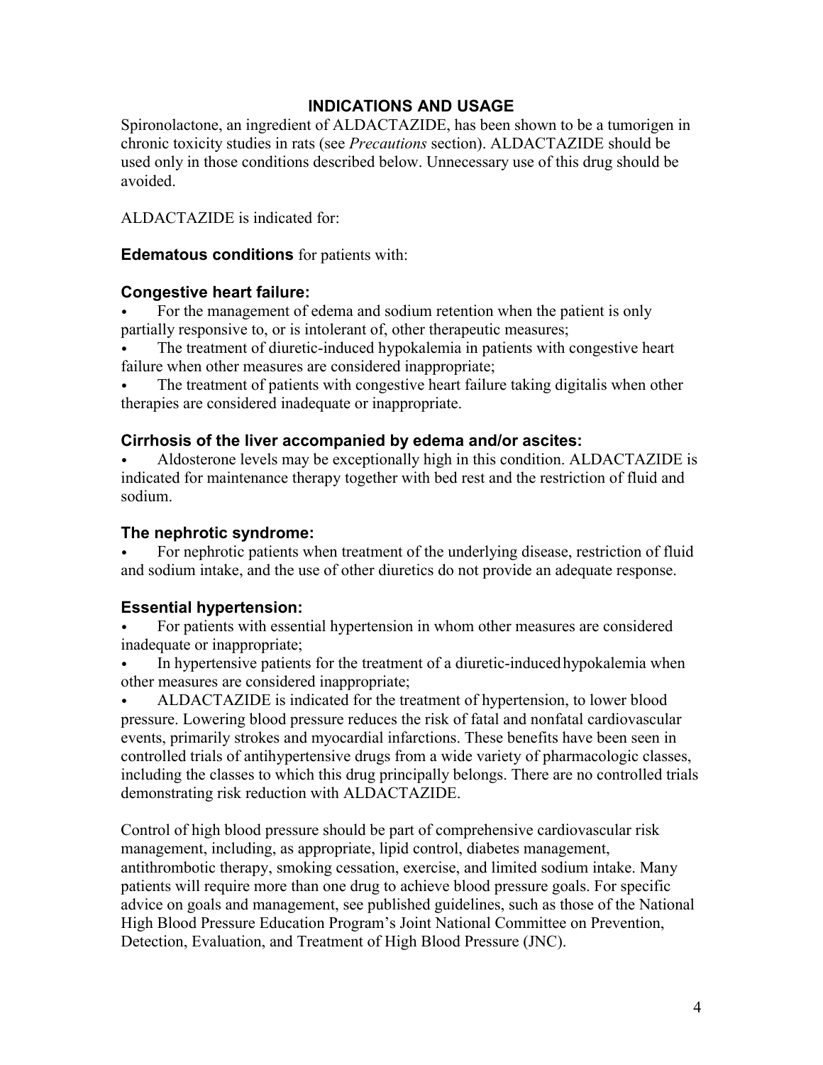## INDICATIONS AND USAGE

Spironolactone, an ingredient of ALDACTAZIDE, has been shown to be a tumorigen in chronic toxicity studies in rats (see *Precautions* section). ALDACTAZIDE should be used only in those conditions described below. Unnecessary use of this drug should be avoided.

ALDACTAZIDE is indicated for:

**Edematous conditions** for patients with:

### Congestive heart failure:

- For the management of edema and sodium retention when the patient is only partially responsive to, or is intolerant of, other therapeutic measures;
- The treatment of diuretic-induced hypokalemia in patients with congestive heart failure when other measures are considered inappropriate;
- The treatment of patients with congestive heart failure taking digitalis when other therapies are considered inadequate or inappropriate.

### Cirrhosis of the liver accompanied by edema and/or ascites:

- Aldosterone levels may be exceptionally high in this condition. ALDACTAZIDE is indicated for maintenance therapy together with bed rest and the restriction of fluid and sodium.

### The nephrotic syndrome:

- For nephrotic patients when treatment of the underlying disease, restriction of fluid and sodium intake, and the use of other diuretics do not provide an adequate response.

### Essential hypertension:

- For patients with essential hypertension in whom other measures are considered inadequate or inappropriate;
- In hypertensive patients for the treatment of a diuretic-induced hypokalemia when other measures are considered inappropriate;
- ALDACTAZIDE is indicated for the treatment of hypertension, to lower blood pressure. Lowering blood pressure reduces the risk of fatal and nonfatal cardiovascular events, primarily strokes and myocardial infarctions. These benefits have been seen in controlled trials of antihypertensive drugs from a wide variety of pharmacologic classes, including the classes to which this drug principally belongs. There are no controlled trials demonstrating risk reduction with ALDACTAZIDE.

Control of high blood pressure should be part of comprehensive cardiovascular risk management, including, as appropriate, lipid control, diabetes management, antithrombotic therapy, smoking cessation, exercise, and limited sodium intake. Many patients will require more than one drug to achieve blood pressure goals. For specific advice on goals and management, see published guidelines, such as those of the National High Blood Pressure Education Program's Joint National Committee on Prevention, Detection, Evaluation, and Treatment of High Blood Pressure (JNC).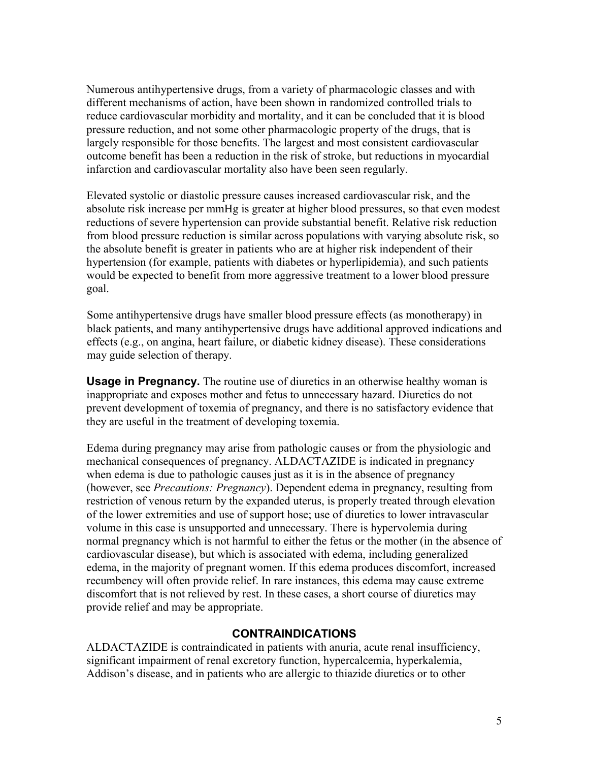Numerous antihypertensive drugs, from a variety of pharmacologic classes and with different mechanisms of action, have been shown in randomized controlled trials to reduce cardiovascular morbidity and mortality, and it can be concluded that it is blood pressure reduction, and not some other pharmacologic property of the drugs, that is largely responsible for those benefits. The largest and most consistent cardiovascular outcome benefit has been a reduction in the risk of stroke, but reductions in myocardial infarction and cardiovascular mortality also have been seen regularly.

Elevated systolic or diastolic pressure causes increased cardiovascular risk, and the absolute risk increase per mmHg is greater at higher blood pressures, so that even modest reductions of severe hypertension can provide substantial benefit. Relative risk reduction from blood pressure reduction is similar across populations with varying absolute risk, so the absolute benefit is greater in patients who are at higher risk independent of their hypertension (for example, patients with diabetes or hyperlipidemia), and such patients would be expected to benefit from more aggressive treatment to a lower blood pressure goal.

Some antihypertensive drugs have smaller blood pressure effects (as monotherapy) in black patients, and many antihypertensive drugs have additional approved indications and effects (e.g., on angina, heart failure, or diabetic kidney disease). These considerations may guide selection of therapy.

**Usage in Pregnancy.** The routine use of diuretics in an otherwise healthy woman is inappropriate and exposes mother and fetus to unnecessary hazard. Diuretics do not prevent development of toxemia of pregnancy, and there is no satisfactory evidence that they are useful in the treatment of developing toxemia.

Edema during pregnancy may arise from pathologic causes or from the physiologic and mechanical consequences of pregnancy. ALDACTAZIDE is indicated in pregnancy when edema is due to pathologic causes just as it is in the absence of pregnancy (however, see *Precautions: Pregnancy*). Dependent edema in pregnancy, resulting from restriction of venous return by the expanded uterus, is properly treated through elevation of the lower extremities and use of support hose; use of diuretics to lower intravascular volume in this case is unsupported and unnecessary. There is hypervolemia during normal pregnancy which is not harmful to either the fetus or the mother (in the absence of cardiovascular disease), but which is associated with edema, including generalized edema, in the majority of pregnant women. If this edema produces discomfort, increased recumbency will often provide relief. In rare instances, this edema may cause extreme discomfort that is not relieved by rest. In these cases, a short course of diuretics may provide relief and may be appropriate.

## CONTRAINDICATIONS

ALDACTAZIDE is contraindicated in patients with anuria, acute renal insufficiency, significant impairment of renal excretory function, hypercalcemia, hyperkalemia, Addison's disease, and in patients who are allergic to thiazide diuretics or to other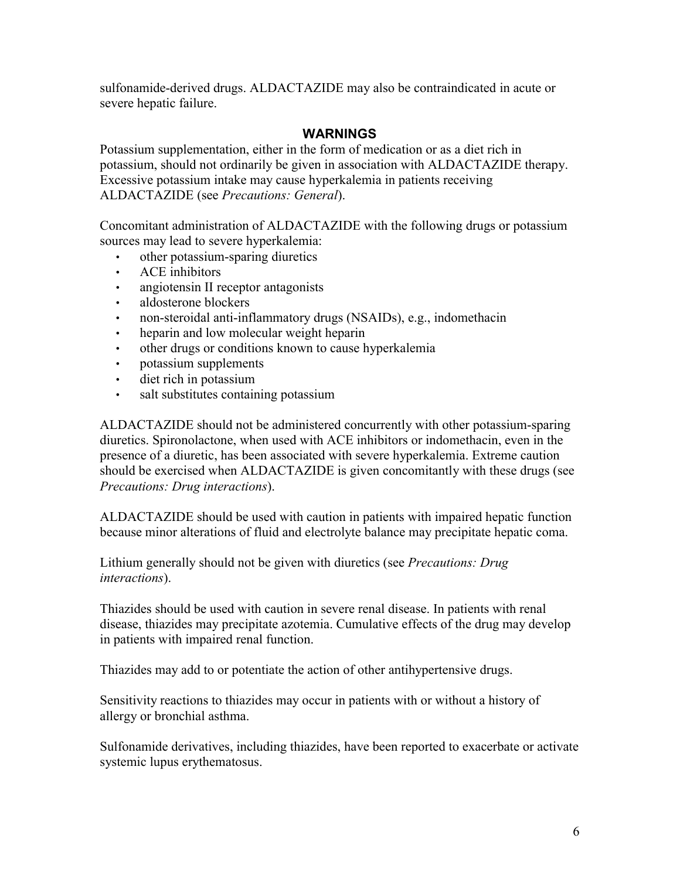sulfonamide-derived drugs. ALDACTAZIDE may also be contraindicated in acute or severe hepatic failure.

## WARNINGS

Potassium supplementation, either in the form of medication or as a diet rich in potassium, should not ordinarily be given in association with ALDACTAZIDE therapy. Excessive potassium intake may cause hyperkalemia in patients receiving ALDACTAZIDE (see *Precautions: General*).

Concomitant administration of ALDACTAZIDE with the following drugs or potassium sources may lead to severe hyperkalemia:

- other potassium-sparing diuretics
- ACE inhibitors
- angiotensin II receptor antagonists
- aldosterone blockers
- non-steroidal anti-inflammatory drugs (NSAIDs), e.g., indomethacin
- heparin and low molecular weight heparin
- other drugs or conditions known to cause hyperkalemia
- potassium supplements
- diet rich in potassium
- salt substitutes containing potassium

ALDACTAZIDE should not be administered concurrently with other potassium-sparing diuretics. Spironolactone, when used with ACE inhibitors or indomethacin, even in the presence of a diuretic, has been associated with severe hyperkalemia. Extreme caution should be exercised when ALDACTAZIDE is given concomitantly with these drugs (see *Precautions: Drug interactions*).

ALDACTAZIDE should be used with caution in patients with impaired hepatic function because minor alterations of fluid and electrolyte balance may precipitate hepatic coma.

Lithium generally should not be given with diuretics (see *Precautions: Drug interactions*).

Thiazides should be used with caution in severe renal disease. In patients with renal disease, thiazides may precipitate azotemia. Cumulative effects of the drug may develop in patients with impaired renal function.

Thiazides may add to or potentiate the action of other antihypertensive drugs.

Sensitivity reactions to thiazides may occur in patients with or without a history of allergy or bronchial asthma.

Sulfonamide derivatives, including thiazides, have been reported to exacerbate or activate systemic lupus erythematosus.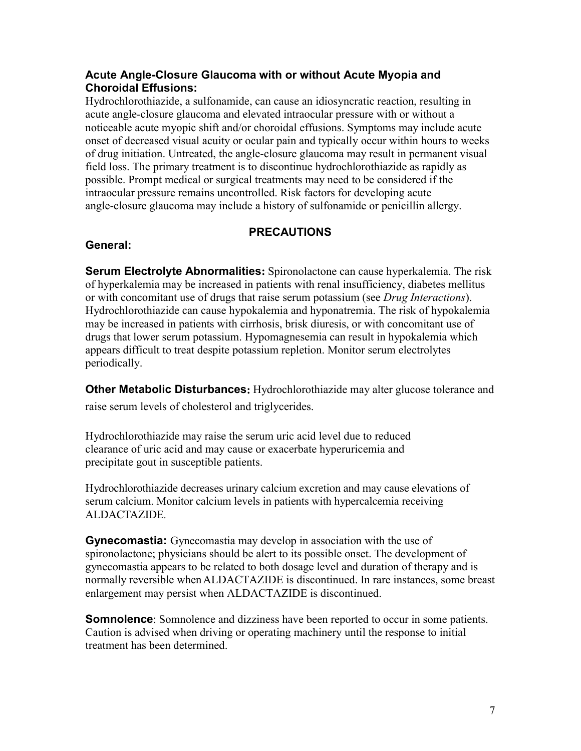**Acute Angle-Closure Glaucoma with or without Acute Myopia and Choroidal Effusions:**
Hydrochlorothiazide, a sulfonamide, can cause an idiosyncratic reaction, resulting in acute angle-closure glaucoma and elevated intraocular pressure with or without a noticeable acute myopic shift and/or choroidal effusions. Symptoms may include acute onset of decreased visual acuity or ocular pain and typically occur within hours to weeks of drug initiation. Untreated, the angle-closure glaucoma may result in permanent visual field loss. The primary treatment is to discontinue hydrochlorothiazide as rapidly as possible. Prompt medical or surgical treatments may need to be considered if the intraocular pressure remains uncontrolled. Risk factors for developing acute angle-closure glaucoma may include a history of sulfonamide or penicillin allergy.

## PRECAUTIONS

### General:

**Serum Electrolyte Abnormalities:** Spironolactone can cause hyperkalemia. The risk of hyperkalemia may be increased in patients with renal insufficiency, diabetes mellitus or with concomitant use of drugs that raise serum potassium (see *Drug Interactions*). Hydrochlorothiazide can cause hypokalemia and hyponatremia. The risk of hypokalemia may be increased in patients with cirrhosis, brisk diuresis, or with concomitant use of drugs that lower serum potassium. Hypomagnesemia can result in hypokalemia which appears difficult to treat despite potassium repletion. Monitor serum electrolytes periodically.

**Other Metabolic Disturbances:** Hydrochlorothiazide may alter glucose tolerance and raise serum levels of cholesterol and triglycerides.

Hydrochlorothiazide may raise the serum uric acid level due to reduced clearance of uric acid and may cause or exacerbate hyperuricemia and precipitate gout in susceptible patients.

Hydrochlorothiazide decreases urinary calcium excretion and may cause elevations of serum calcium. Monitor calcium levels in patients with hypercalcemia receiving ALDACTAZIDE.

**Gynecomastia:** Gynecomastia may develop in association with the use of spironolactone; physicians should be alert to its possible onset. The development of gynecomastia appears to be related to both dosage level and duration of therapy and is normally reversible when ALDACTAZIDE is discontinued. In rare instances, some breast enlargement may persist when ALDACTAZIDE is discontinued.

**Somnolence**: Somnolence and dizziness have been reported to occur in some patients. Caution is advised when driving or operating machinery until the response to initial treatment has been determined.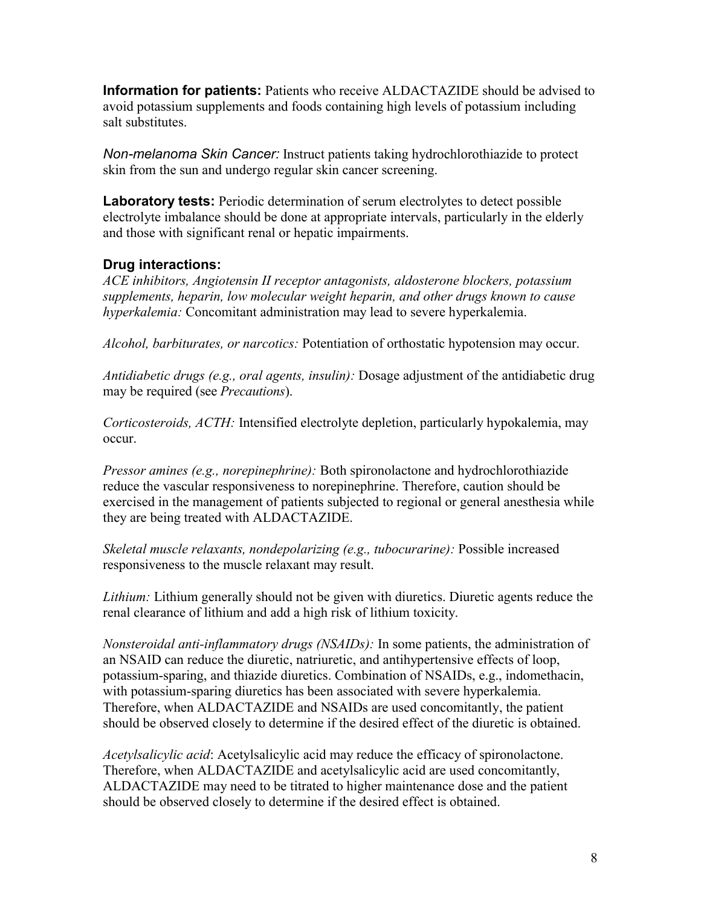**Information for patients:** Patients who receive ALDACTAZIDE should be advised to avoid potassium supplements and foods containing high levels of potassium including salt substitutes.

*Non-melanoma Skin Cancer:* Instruct patients taking hydrochlorothiazide to protect skin from the sun and undergo regular skin cancer screening.

**Laboratory tests:** Periodic determination of serum electrolytes to detect possible electrolyte imbalance should be done at appropriate intervals, particularly in the elderly and those with significant renal or hepatic impairments.

### Drug interactions:

*ACE inhibitors, Angiotensin II receptor antagonists, aldosterone blockers, potassium supplements, heparin, low molecular weight heparin, and other drugs known to cause hyperkalemia:* Concomitant administration may lead to severe hyperkalemia.

*Alcohol, barbiturates, or narcotics:* Potentiation of orthostatic hypotension may occur.

*Antidiabetic drugs (e.g., oral agents, insulin):* Dosage adjustment of the antidiabetic drug may be required (see *Precautions*).

*Corticosteroids, ACTH:* Intensified electrolyte depletion, particularly hypokalemia, may occur.

*Pressor amines (e.g., norepinephrine):* Both spironolactone and hydrochlorothiazide reduce the vascular responsiveness to norepinephrine. Therefore, caution should be exercised in the management of patients subjected to regional or general anesthesia while they are being treated with ALDACTAZIDE.

*Skeletal muscle relaxants, nondepolarizing (e.g., tubocurarine):* Possible increased responsiveness to the muscle relaxant may result.

*Lithium:* Lithium generally should not be given with diuretics. Diuretic agents reduce the renal clearance of lithium and add a high risk of lithium toxicity.

*Nonsteroidal anti-inflammatory drugs (NSAIDs):* In some patients, the administration of an NSAID can reduce the diuretic, natriuretic, and antihypertensive effects of loop, potassium-sparing, and thiazide diuretics. Combination of NSAIDs, e.g., indomethacin, with potassium-sparing diuretics has been associated with severe hyperkalemia. Therefore, when ALDACTAZIDE and NSAIDs are used concomitantly, the patient should be observed closely to determine if the desired effect of the diuretic is obtained.

*Acetylsalicylic acid*: Acetylsalicylic acid may reduce the efficacy of spironolactone. Therefore, when ALDACTAZIDE and acetylsalicylic acid are used concomitantly, ALDACTAZIDE may need to be titrated to higher maintenance dose and the patient should be observed closely to determine if the desired effect is obtained.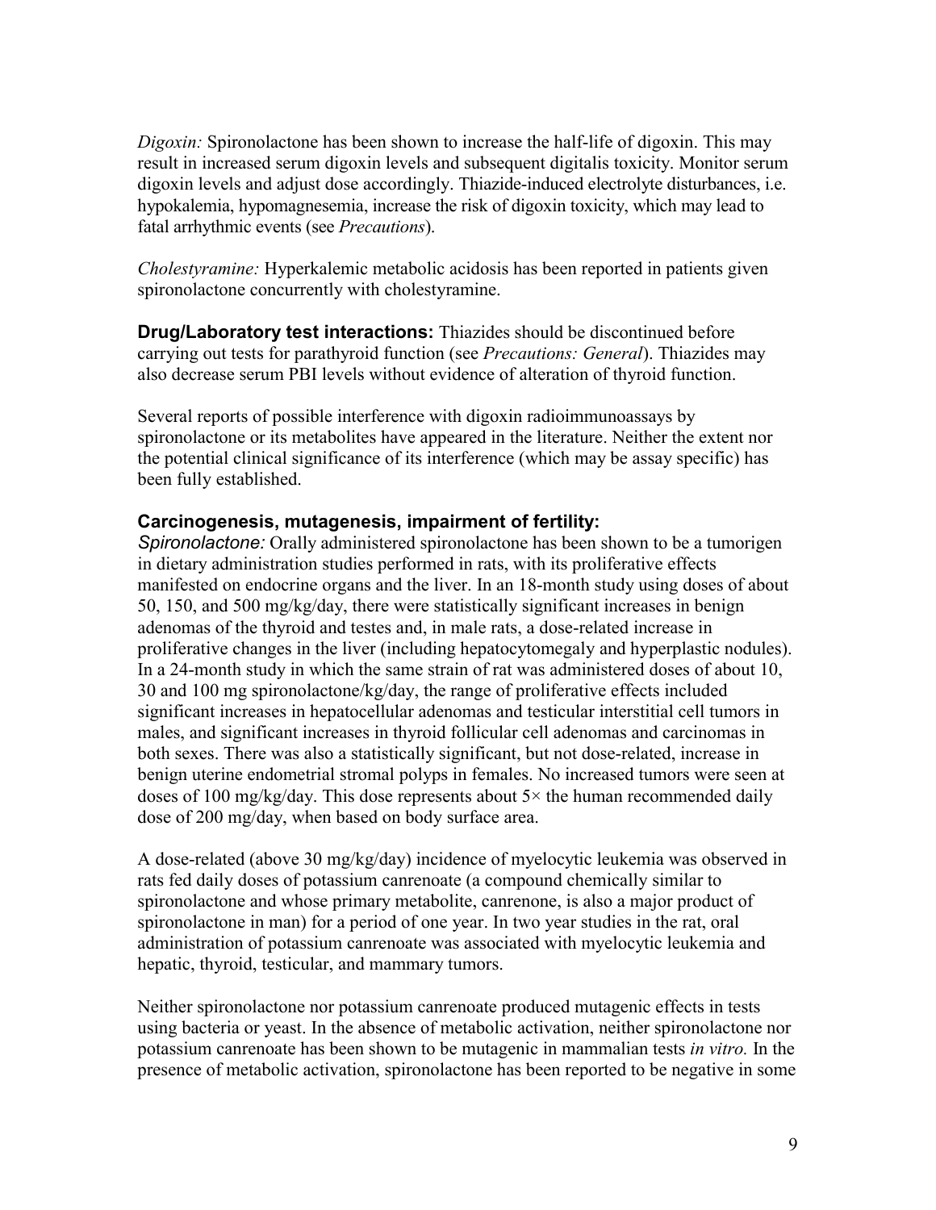*Digoxin:* Spironolactone has been shown to increase the half-life of digoxin. This may result in increased serum digoxin levels and subsequent digitalis toxicity. Monitor serum digoxin levels and adjust dose accordingly. Thiazide-induced electrolyte disturbances, i.e. hypokalemia, hypomagnesemia, increase the risk of digoxin toxicity, which may lead to fatal arrhythmic events (see *Precautions*).

*Cholestyramine:* Hyperkalemic metabolic acidosis has been reported in patients given spironolactone concurrently with cholestyramine.

**Drug/Laboratory test interactions:** Thiazides should be discontinued before carrying out tests for parathyroid function (see *Precautions: General*). Thiazides may also decrease serum PBI levels without evidence of alteration of thyroid function.

Several reports of possible interference with digoxin radioimmunoassays by spironolactone or its metabolites have appeared in the literature. Neither the extent nor the potential clinical significance of its interference (which may be assay specific) has been fully established.

### Carcinogenesis, mutagenesis, impairment of fertility:

*Spironolactone:* Orally administered spironolactone has been shown to be a tumorigen in dietary administration studies performed in rats, with its proliferative effects manifested on endocrine organs and the liver. In an 18-month study using doses of about 50, 150, and 500 mg/kg/day, there were statistically significant increases in benign adenomas of the thyroid and testes and, in male rats, a dose-related increase in proliferative changes in the liver (including hepatocytomegaly and hyperplastic nodules). In a 24-month study in which the same strain of rat was administered doses of about 10, 30 and 100 mg spironolactone/kg/day, the range of proliferative effects included significant increases in hepatocellular adenomas and testicular interstitial cell tumors in males, and significant increases in thyroid follicular cell adenomas and carcinomas in both sexes. There was also a statistically significant, but not dose-related, increase in benign uterine endometrial stromal polyps in females. No increased tumors were seen at doses of 100 mg/kg/day. This dose represents about 5× the human recommended daily dose of 200 mg/day, when based on body surface area.

A dose-related (above 30 mg/kg/day) incidence of myelocytic leukemia was observed in rats fed daily doses of potassium canrenoate (a compound chemically similar to spironolactone and whose primary metabolite, canrenone, is also a major product of spironolactone in man) for a period of one year. In two year studies in the rat, oral administration of potassium canrenoate was associated with myelocytic leukemia and hepatic, thyroid, testicular, and mammary tumors.

Neither spironolactone nor potassium canrenoate produced mutagenic effects in tests using bacteria or yeast. In the absence of metabolic activation, neither spironolactone nor potassium canrenoate has been shown to be mutagenic in mammalian tests *in vitro.* In the presence of metabolic activation, spironolactone has been reported to be negative in some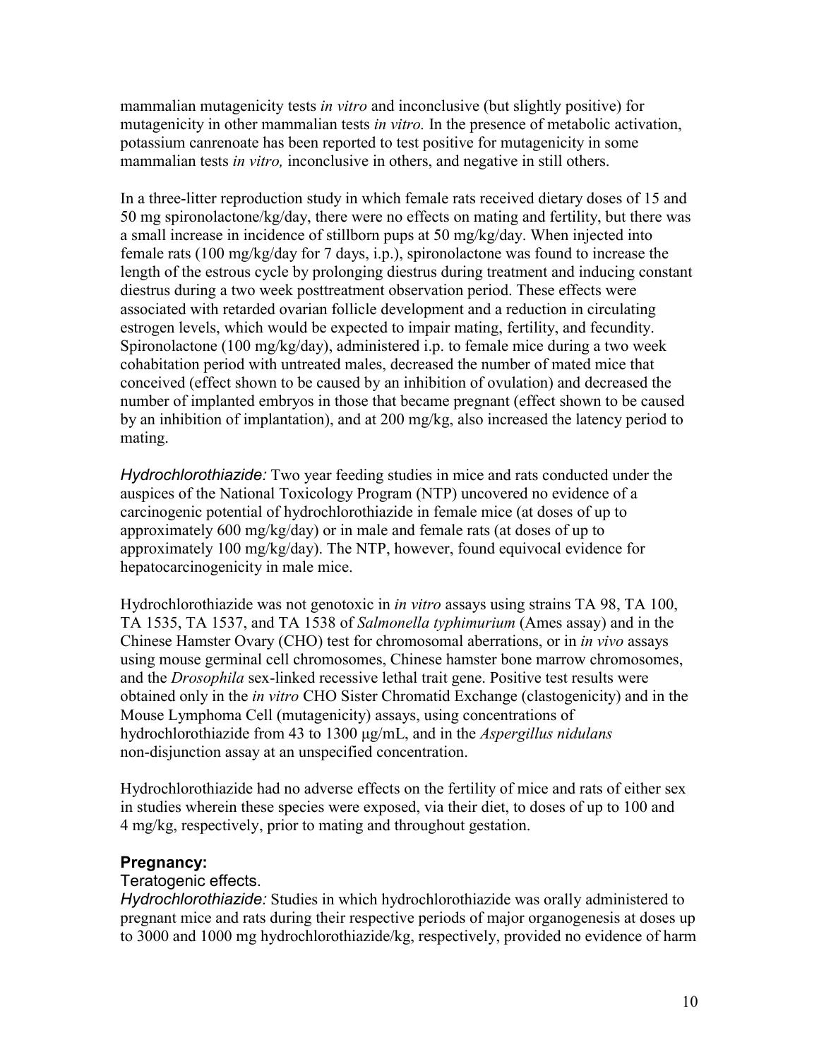mammalian mutagenicity tests *in vitro* and inconclusive (but slightly positive) for mutagenicity in other mammalian tests *in vitro.* In the presence of metabolic activation, potassium canrenoate has been reported to test positive for mutagenicity in some mammalian tests *in vitro,* inconclusive in others, and negative in still others.

In a three-litter reproduction study in which female rats received dietary doses of 15 and 50 mg spironolactone/kg/day, there were no effects on mating and fertility, but there was a small increase in incidence of stillborn pups at 50 mg/kg/day. When injected into female rats (100 mg/kg/day for 7 days, i.p.), spironolactone was found to increase the length of the estrous cycle by prolonging diestrus during treatment and inducing constant diestrus during a two week posttreatment observation period. These effects were associated with retarded ovarian follicle development and a reduction in circulating estrogen levels, which would be expected to impair mating, fertility, and fecundity. Spironolactone (100 mg/kg/day), administered i.p. to female mice during a two week cohabitation period with untreated males, decreased the number of mated mice that conceived (effect shown to be caused by an inhibition of ovulation) and decreased the number of implanted embryos in those that became pregnant (effect shown to be caused by an inhibition of implantation), and at 200 mg/kg, also increased the latency period to mating.

*Hydrochlorothiazide:* Two year feeding studies in mice and rats conducted under the auspices of the National Toxicology Program (NTP) uncovered no evidence of a carcinogenic potential of hydrochlorothiazide in female mice (at doses of up to approximately 600 mg/kg/day) or in male and female rats (at doses of up to approximately 100 mg/kg/day). The NTP, however, found equivocal evidence for hepatocarcinogenicity in male mice.

Hydrochlorothiazide was not genotoxic in *in vitro* assays using strains TA 98, TA 100, TA 1535, TA 1537, and TA 1538 of *Salmonella typhimurium* (Ames assay) and in the Chinese Hamster Ovary (CHO) test for chromosomal aberrations, or in *in vivo* assays using mouse germinal cell chromosomes, Chinese hamster bone marrow chromosomes, and the *Drosophila* sex-linked recessive lethal trait gene. Positive test results were obtained only in the *in vitro* CHO Sister Chromatid Exchange (clastogenicity) and in the Mouse Lymphoma Cell (mutagenicity) assays, using concentrations of hydrochlorothiazide from 43 to 1300 µg/mL, and in the *Aspergillus nidulans* non-disjunction assay at an unspecified concentration.

Hydrochlorothiazide had no adverse effects on the fertility of mice and rats of either sex in studies wherein these species were exposed, via their diet, to doses of up to 100 and 4 mg/kg, respectively, prior to mating and throughout gestation.

## Pregnancy:

Teratogenic effects.

*Hydrochlorothiazide:* Studies in which hydrochlorothiazide was orally administered to pregnant mice and rats during their respective periods of major organogenesis at doses up to 3000 and 1000 mg hydrochlorothiazide/kg, respectively, provided no evidence of harm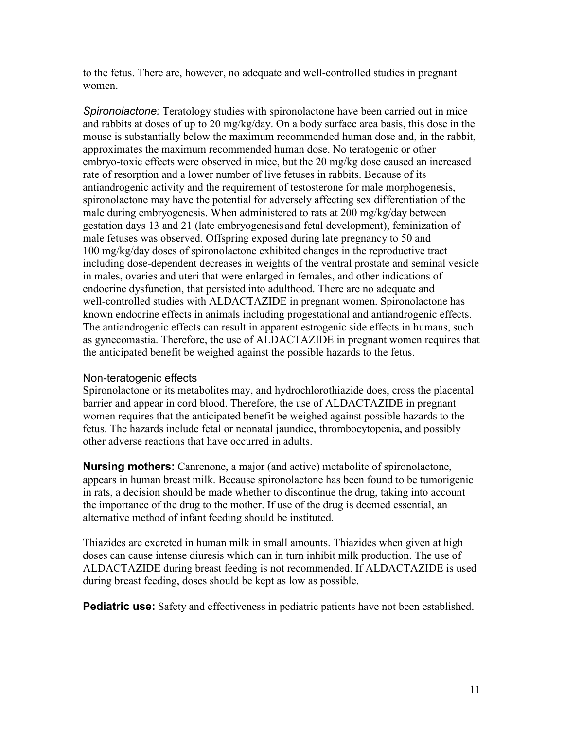to the fetus. There are, however, no adequate and well-controlled studies in pregnant women.

*Spironolactone:* Teratology studies with spironolactone have been carried out in mice and rabbits at doses of up to 20 mg/kg/day. On a body surface area basis, this dose in the mouse is substantially below the maximum recommended human dose and, in the rabbit, approximates the maximum recommended human dose. No teratogenic or other embryo-toxic effects were observed in mice, but the 20 mg/kg dose caused an increased rate of resorption and a lower number of live fetuses in rabbits. Because of its antiandrogenic activity and the requirement of testosterone for male morphogenesis, spironolactone may have the potential for adversely affecting sex differentiation of the male during embryogenesis. When administered to rats at 200 mg/kg/day between gestation days 13 and 21 (late embryogenesis and fetal development), feminization of male fetuses was observed. Offspring exposed during late pregnancy to 50 and 100 mg/kg/day doses of spironolactone exhibited changes in the reproductive tract including dose-dependent decreases in weights of the ventral prostate and seminal vesicle in males, ovaries and uteri that were enlarged in females, and other indications of endocrine dysfunction, that persisted into adulthood. There are no adequate and well-controlled studies with ALDACTAZIDE in pregnant women. Spironolactone has known endocrine effects in animals including progestational and antiandrogenic effects. The antiandrogenic effects can result in apparent estrogenic side effects in humans, such as gynecomastia. Therefore, the use of ALDACTAZIDE in pregnant women requires that the anticipated benefit be weighed against the possible hazards to the fetus.

### Non-teratogenic effects

Spironolactone or its metabolites may, and hydrochlorothiazide does, cross the placental barrier and appear in cord blood. Therefore, the use of ALDACTAZIDE in pregnant women requires that the anticipated benefit be weighed against possible hazards to the fetus. The hazards include fetal or neonatal jaundice, thrombocytopenia, and possibly other adverse reactions that have occurred in adults.

**Nursing mothers:** Canrenone, a major (and active) metabolite of spironolactone, appears in human breast milk. Because spironolactone has been found to be tumorigenic in rats, a decision should be made whether to discontinue the drug, taking into account the importance of the drug to the mother. If use of the drug is deemed essential, an alternative method of infant feeding should be instituted.

Thiazides are excreted in human milk in small amounts. Thiazides when given at high doses can cause intense diuresis which can in turn inhibit milk production. The use of ALDACTAZIDE during breast feeding is not recommended. If ALDACTAZIDE is used during breast feeding, doses should be kept as low as possible.

**Pediatric use:** Safety and effectiveness in pediatric patients have not been established.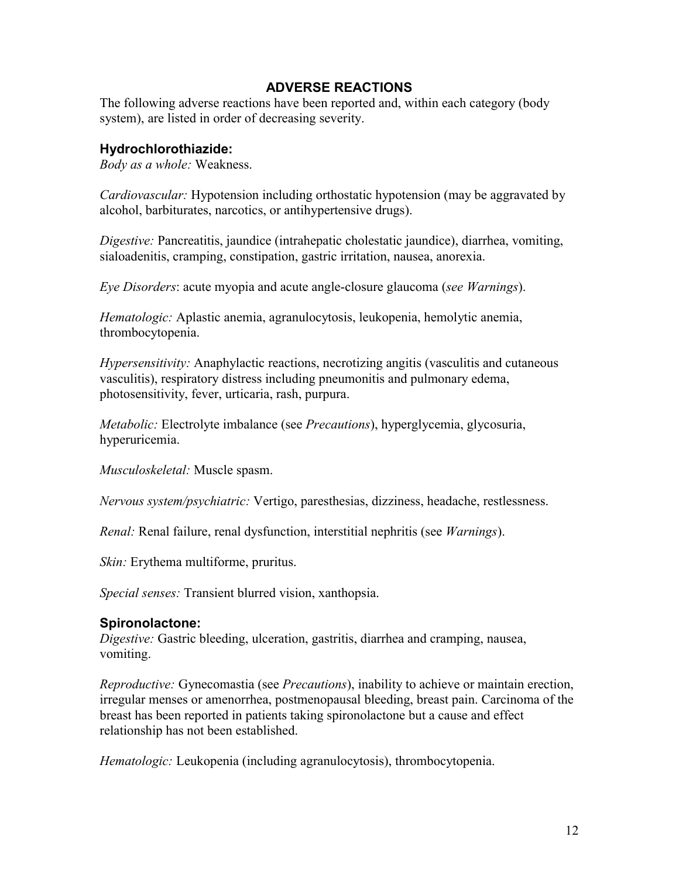## ADVERSE REACTIONS

The following adverse reactions have been reported and, within each category (body system), are listed in order of decreasing severity.

### Hydrochlorothiazide:

*Body as a whole:* Weakness.

*Cardiovascular:* Hypotension including orthostatic hypotension (may be aggravated by alcohol, barbiturates, narcotics, or antihypertensive drugs).

*Digestive:* Pancreatitis, jaundice (intrahepatic cholestatic jaundice), diarrhea, vomiting, sialoadenitis, cramping, constipation, gastric irritation, nausea, anorexia.

*Eye Disorders*: acute myopia and acute angle-closure glaucoma (*see Warnings*).

*Hematologic:* Aplastic anemia, agranulocytosis, leukopenia, hemolytic anemia, thrombocytopenia.

*Hypersensitivity:* Anaphylactic reactions, necrotizing angitis (vasculitis and cutaneous vasculitis), respiratory distress including pneumonitis and pulmonary edema, photosensitivity, fever, urticaria, rash, purpura.

*Metabolic:* Electrolyte imbalance (see *Precautions*), hyperglycemia, glycosuria, hyperuricemia.

*Musculoskeletal:* Muscle spasm.

*Nervous system/psychiatric:* Vertigo, paresthesias, dizziness, headache, restlessness.

*Renal:* Renal failure, renal dysfunction, interstitial nephritis (see *Warnings*).

*Skin:* Erythema multiforme, pruritus.

*Special senses:* Transient blurred vision, xanthopsia.

### Spironolactone:

*Digestive:* Gastric bleeding, ulceration, gastritis, diarrhea and cramping, nausea, vomiting.

*Reproductive:* Gynecomastia (see *Precautions*), inability to achieve or maintain erection, irregular menses or amenorrhea, postmenopausal bleeding, breast pain. Carcinoma of the breast has been reported in patients taking spironolactone but a cause and effect relationship has not been established.

*Hematologic:* Leukopenia (including agranulocytosis), thrombocytopenia.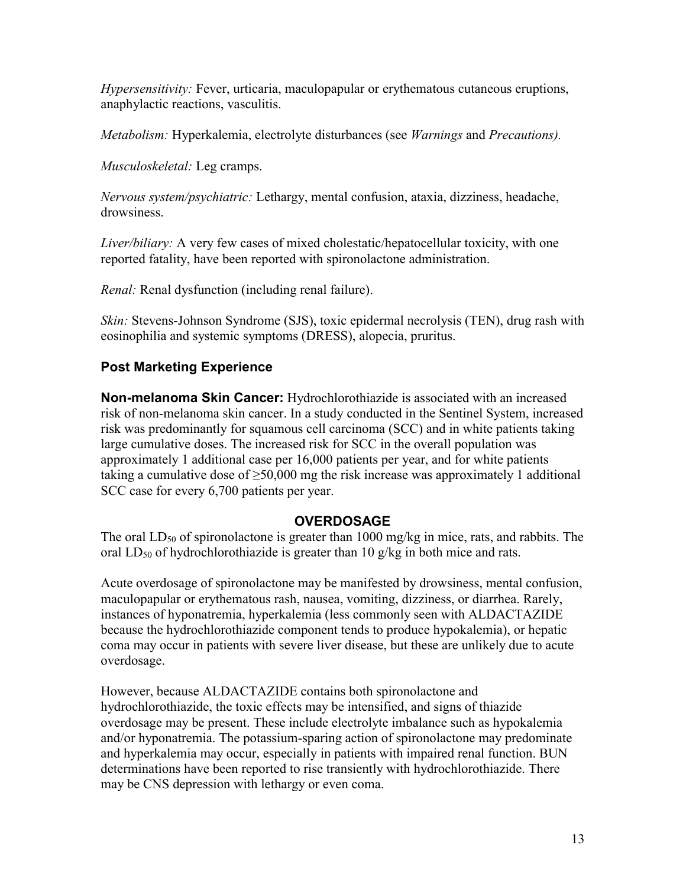*Hypersensitivity:* Fever, urticaria, maculopapular or erythematous cutaneous eruptions, anaphylactic reactions, vasculitis.

*Metabolism:* Hyperkalemia, electrolyte disturbances (see *Warnings* and *Precautions).*

*Musculoskeletal:* Leg cramps.

*Nervous system/psychiatric:* Lethargy, mental confusion, ataxia, dizziness, headache, drowsiness.

*Liver/biliary:* A very few cases of mixed cholestatic/hepatocellular toxicity, with one reported fatality, have been reported with spironolactone administration.

*Renal:* Renal dysfunction (including renal failure).

*Skin:* Stevens-Johnson Syndrome (SJS), toxic epidermal necrolysis (TEN), drug rash with eosinophilia and systemic symptoms (DRESS), alopecia, pruritus.

### Post Marketing Experience

**Non-melanoma Skin Cancer:** Hydrochlorothiazide is associated with an increased risk of non-melanoma skin cancer. In a study conducted in the Sentinel System, increased risk was predominantly for squamous cell carcinoma (SCC) and in white patients taking large cumulative doses. The increased risk for SCC in the overall population was approximately 1 additional case per 16,000 patients per year, and for white patients taking a cumulative dose of ≥50,000 mg the risk increase was approximately 1 additional SCC case for every 6,700 patients per year.

## OVERDOSAGE

The oral $LD_{50}$ of spironolactone is greater than 1000 mg/kg in mice, rats, and rabbits. The oral $LD_{50}$ of hydrochlorothiazide is greater than 10 g/kg in both mice and rats.

Acute overdosage of spironolactone may be manifested by drowsiness, mental confusion, maculopapular or erythematous rash, nausea, vomiting, dizziness, or diarrhea. Rarely, instances of hyponatremia, hyperkalemia (less commonly seen with ALDACTAZIDE because the hydrochlorothiazide component tends to produce hypokalemia), or hepatic coma may occur in patients with severe liver disease, but these are unlikely due to acute overdosage.

However, because ALDACTAZIDE contains both spironolactone and hydrochlorothiazide, the toxic effects may be intensified, and signs of thiazide overdosage may be present. These include electrolyte imbalance such as hypokalemia and/or hyponatremia. The potassium-sparing action of spironolactone may predominate and hyperkalemia may occur, especially in patients with impaired renal function. BUN determinations have been reported to rise transiently with hydrochlorothiazide. There may be CNS depression with lethargy or even coma.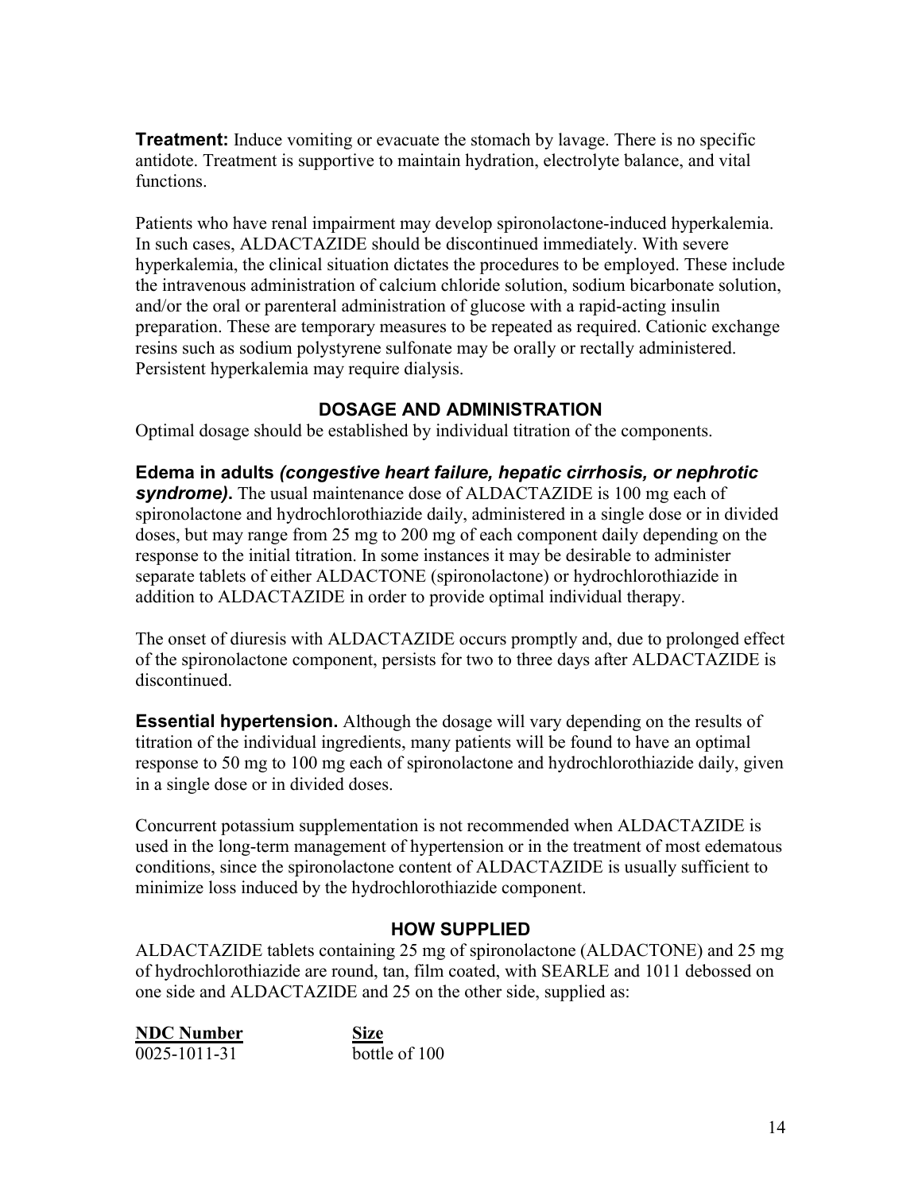**Treatment:** Induce vomiting or evacuate the stomach by lavage. There is no specific antidote. Treatment is supportive to maintain hydration, electrolyte balance, and vital functions.

Patients who have renal impairment may develop spironolactone-induced hyperkalemia. In such cases, ALDACTAZIDE should be discontinued immediately. With severe hyperkalemia, the clinical situation dictates the procedures to be employed. These include the intravenous administration of calcium chloride solution, sodium bicarbonate solution, and/or the oral or parenteral administration of glucose with a rapid-acting insulin preparation. These are temporary measures to be repeated as required. Cationic exchange resins such as sodium polystyrene sulfonate may be orally or rectally administered. Persistent hyperkalemia may require dialysis.

## DOSAGE AND ADMINISTRATION

Optimal dosage should be established by individual titration of the components.

**Edema in adults *(congestive heart failure, hepatic cirrhosis, or nephrotic syndrome)*.** The usual maintenance dose of ALDACTAZIDE is 100 mg each of spironolactone and hydrochlorothiazide daily, administered in a single dose or in divided doses, but may range from 25 mg to 200 mg of each component daily depending on the response to the initial titration. In some instances it may be desirable to administer separate tablets of either ALDACTONE (spironolactone) or hydrochlorothiazide in addition to ALDACTAZIDE in order to provide optimal individual therapy.

The onset of diuresis with ALDACTAZIDE occurs promptly and, due to prolonged effect of the spironolactone component, persists for two to three days after ALDACTAZIDE is discontinued.

**Essential hypertension.** Although the dosage will vary depending on the results of titration of the individual ingredients, many patients will be found to have an optimal response to 50 mg to 100 mg each of spironolactone and hydrochlorothiazide daily, given in a single dose or in divided doses.

Concurrent potassium supplementation is not recommended when ALDACTAZIDE is used in the long-term management of hypertension or in the treatment of most edematous conditions, since the spironolactone content of ALDACTAZIDE is usually sufficient to minimize loss induced by the hydrochlorothiazide component.

## HOW SUPPLIED

ALDACTAZIDE tablets containing 25 mg of spironolactone (ALDACTONE) and 25 mg of hydrochlorothiazide are round, tan, film coated, with SEARLE and 1011 debossed on one side and ALDACTAZIDE and 25 on the other side, supplied as:

| NDC Number | Size |
| --- | --- |
| 0025-1011-31 | bottle of 100 |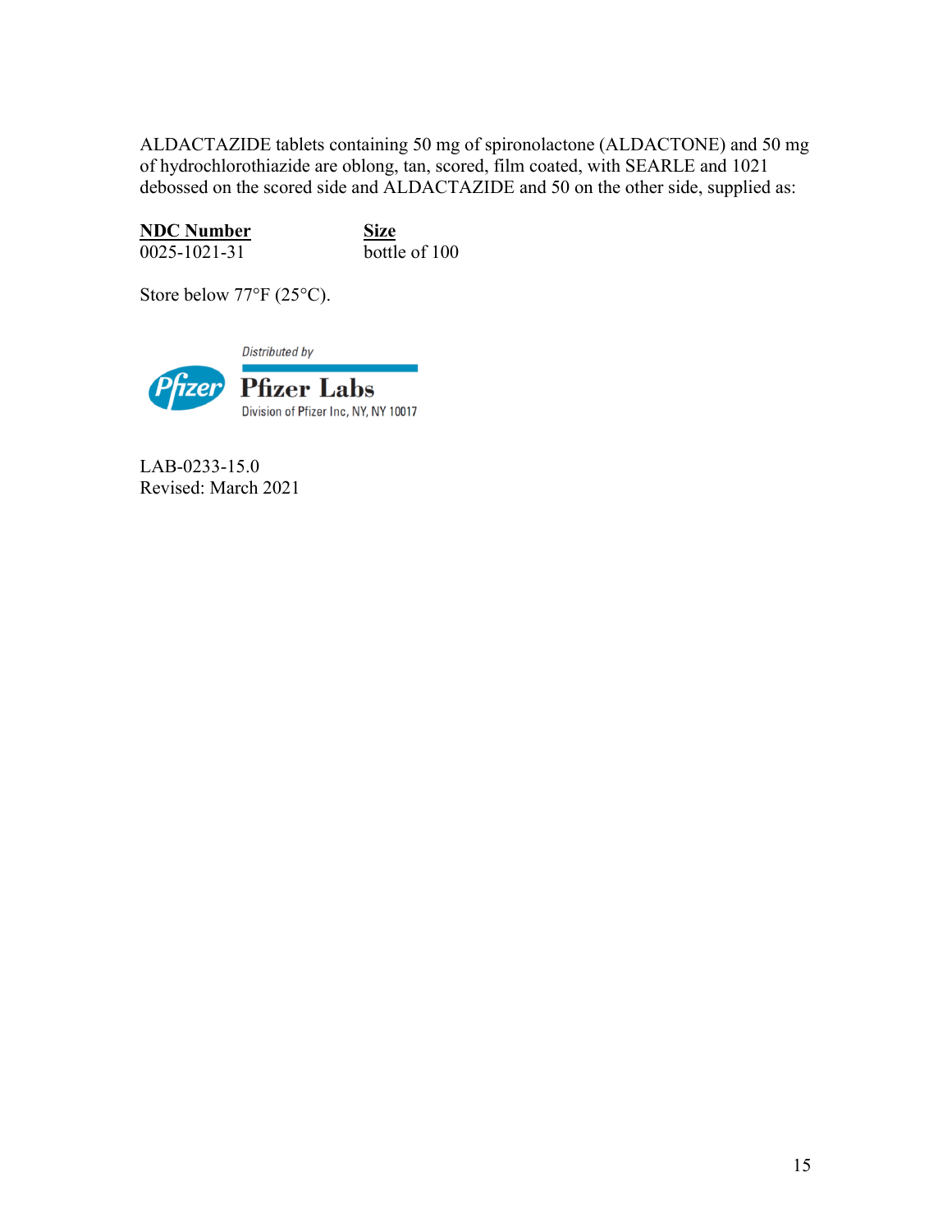ALDACTAZIDE tablets containing 50 mg of spironolactone (ALDACTONE) and 50 mg of hydrochlorothiazide are oblong, tan, scored, film coated, with SEARLE and 1021 debossed on the scored side and ALDACTAZIDE and 50 on the other side, supplied as:

| NDC Number | Size |
|---|---|
| 0025-1021-31 | bottle of 100 |

Store below 77°F (25°C).

Distributed by

Pfizer Labs

Division of Pfizer Inc, NY, NY 10017

LAB-0233-15.0

Revised: March 2021